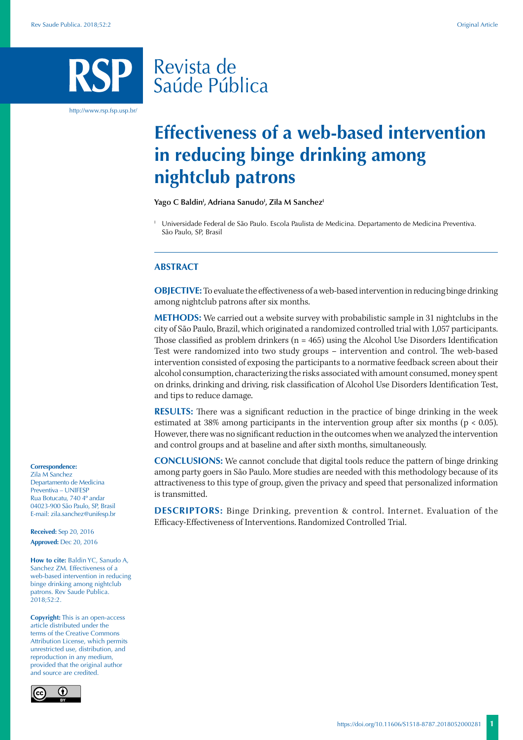# Effectiveness of a web-based intervention in reducing binge drinking among nightclub patrons

**Yago C Baldin[I], Adriana Sanudo[I], Zila M Sanchez[I]**

[I] Universidade Federal de São Paulo. Escola Paulista de Medicina. Departamento de Medicina Preventiva. São Paulo, SP, Brasil

## ABSTRACT

**OBJECTIVE:** To evaluate the effectiveness of a web-based intervention in reducing binge drinking among nightclub patrons after six months.

**METHODS:** We carried out a website survey with probabilistic sample in 31 nightclubs in the city of São Paulo, Brazil, which originated a randomized controlled trial with 1,057 participants. Those classified as problem drinkers (n = 465) using the Alcohol Use Disorders Identification Test were randomized into two study groups – intervention and control. The web-based intervention consisted of exposing the participants to a normative feedback screen about their alcohol consumption, characterizing the risks associated with amount consumed, money spent on drinks, drinking and driving, risk classification of Alcohol Use Disorders Identification Test, and tips to reduce damage.

**RESULTS:** There was a significant reduction in the practice of binge drinking in the week estimated at 38% among participants in the intervention group after six months ($p < 0.05$). However, there was no significant reduction in the outcomes when we analyzed the intervention and control groups and at baseline and after sixth months, simultaneously.

**CONCLUSIONS:** We cannot conclude that digital tools reduce the pattern of binge drinking among party goers in São Paulo. More studies are needed with this methodology because of its attractiveness to this type of group, given the privacy and speed that personalized information is transmitted.

**DESCRIPTORS:** Binge Drinking, prevention & control. Internet. Evaluation of the Efficacy-Effectiveness of Interventions. Randomized Controlled Trial.

**Correspondence:**
Zila M Sanchez
Departamento de Medicina Preventiva – UNIFESP
Rua Botucatu, 740 4º andar
04023-900 São Paulo, SP, Brasil
E-mail: zila.sanchez@unifesp.br

**Received:** Sep 20, 2016
**Approved:** Dec 20, 2016

**How to cite:** Baldin YC, Sanudo A, Sanchez ZM. Effectiveness of a web-based intervention in reducing binge drinking among nightclub patrons. Rev Saude Publica. 2018;52:2.

**Copyright:** This is an open-access article distributed under the terms of the Creative Commons Attribution License, which permits unrestricted use, distribution, and reproduction in any medium, provided that the original author and source are credited.

https://doi.org/10.11606/S1518-8787.2018052000281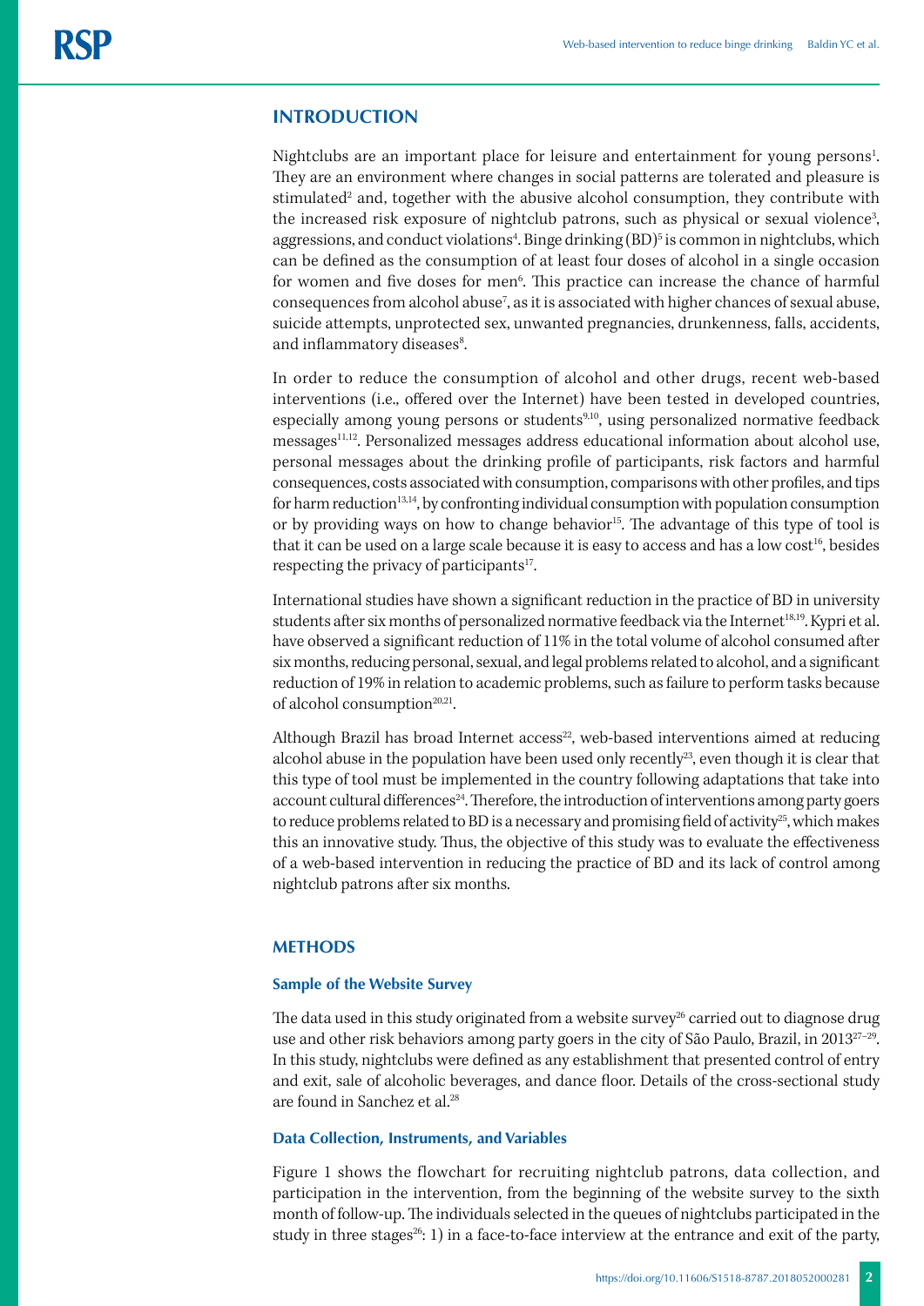## INTRODUCTION

Nightclubs are an important place for leisure and entertainment for young persons[1]. They are an environment where changes in social patterns are tolerated and pleasure is stimulated[2] and, together with the abusive alcohol consumption, they contribute with the increased risk exposure of nightclub patrons, such as physical or sexual violence[3], aggressions, and conduct violations[4]. Binge drinking (BD)[5] is common in nightclubs, which can be defined as the consumption of at least four doses of alcohol in a single occasion for women and five doses for men[6]. This practice can increase the chance of harmful consequences from alcohol abuse[7], as it is associated with higher chances of sexual abuse, suicide attempts, unprotected sex, unwanted pregnancies, drunkenness, falls, accidents, and inflammatory diseases[8].

In order to reduce the consumption of alcohol and other drugs, recent web-based interventions (i.e., offered over the Internet) have been tested in developed countries, especially among young persons or students[9,10], using personalized normative feedback messages[11,12]. Personalized messages address educational information about alcohol use, personal messages about the drinking profile of participants, risk factors and harmful consequences, costs associated with consumption, comparisons with other profiles, and tips for harm reduction[13,14], by confronting individual consumption with population consumption or by providing ways on how to change behavior[15]. The advantage of this type of tool is that it can be used on a large scale because it is easy to access and has a low cost[16], besides respecting the privacy of participants[17].

International studies have shown a significant reduction in the practice of BD in university students after six months of personalized normative feedback via the Internet[18,19]. Kypri et al. have observed a significant reduction of 11% in the total volume of alcohol consumed after six months, reducing personal, sexual, and legal problems related to alcohol, and a significant reduction of 19% in relation to academic problems, such as failure to perform tasks because of alcohol consumption[20,21].

Although Brazil has broad Internet access[22], web-based interventions aimed at reducing alcohol abuse in the population have been used only recently[23], even though it is clear that this type of tool must be implemented in the country following adaptations that take into account cultural differences[24]. Therefore, the introduction of interventions among party goers to reduce problems related to BD is a necessary and promising field of activity[25], which makes this an innovative study. Thus, the objective of this study was to evaluate the effectiveness of a web-based intervention in reducing the practice of BD and its lack of control among nightclub patrons after six months.

## METHODS

### Sample of the Website Survey

The data used in this study originated from a website survey[26] carried out to diagnose drug use and other risk behaviors among party goers in the city of São Paulo, Brazil, in 2013[27–29]. In this study, nightclubs were defined as any establishment that presented control of entry and exit, sale of alcoholic beverages, and dance floor. Details of the cross-sectional study are found in Sanchez et al.[28]

### Data Collection, Instruments, and Variables

Figure 1 shows the flowchart for recruiting nightclub patrons, data collection, and participation in the intervention, from the beginning of the website survey to the sixth month of follow-up. The individuals selected in the queues of nightclubs participated in the study in three stages[26]: 1) in a face-to-face interview at the entrance and exit of the party,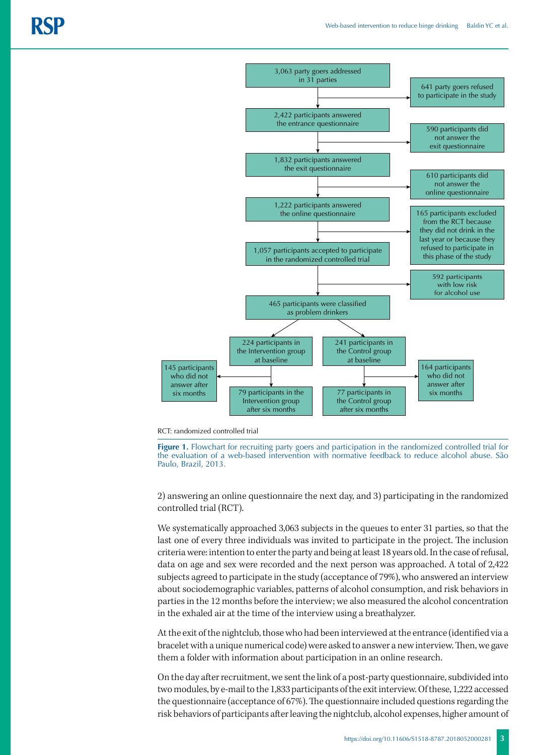3,063 party goers addressed in 31 parties

641 party goers refused to participate in the study

2,422 participants answered the entrance questionnaire

590 participants did not answer the exit questionnaire

1,832 participants answered the exit questionnaire

610 participants did not answer the online questionnaire

1,222 participants answered the online questionnaire

165 participants excluded from the RCT because they did not drink in the last year or because they refused to participate in this phase of the study

1,057 participants accepted to participate in the randomized controlled trial

592 participants with low risk for alcohol use

465 participants were classified as problem drinkers

224 participants in the Intervention group at baseline

241 participants in the Control group at baseline

145 participants who did not answer after six months

164 participants who did not answer after six months

79 participants in the Intervention group after six months

77 participants in the Control group after six months

RCT: randomized controlled trial

**Figure 1.** Flowchart for recruiting party goers and participation in the randomized controlled trial for the evaluation of a web-based intervention with normative feedback to reduce alcohol abuse. São Paulo, Brazil, 2013.

2) answering an online questionnaire the next day, and 3) participating in the randomized controlled trial (RCT).

We systematically approached 3,063 subjects in the queues to enter 31 parties, so that the last one of every three individuals was invited to participate in the project. The inclusion criteria were: intention to enter the party and being at least 18 years old. In the case of refusal, data on age and sex were recorded and the next person was approached. A total of 2,422 subjects agreed to participate in the study (acceptance of 79%), who answered an interview about sociodemographic variables, patterns of alcohol consumption, and risk behaviors in parties in the 12 months before the interview; we also measured the alcohol concentration in the exhaled air at the time of the interview using a breathalyzer.

At the exit of the nightclub, those who had been interviewed at the entrance (identified via a bracelet with a unique numerical code) were asked to answer a new interview. Then, we gave them a folder with information about participation in an online research.

On the day after recruitment, we sent the link of a post-party questionnaire, subdivided into two modules, by e-mail to the 1,833 participants of the exit interview. Of these, 1,222 accessed the questionnaire (acceptance of 67%). The questionnaire included questions regarding the risk behaviors of participants after leaving the nightclub, alcohol expenses, higher amount of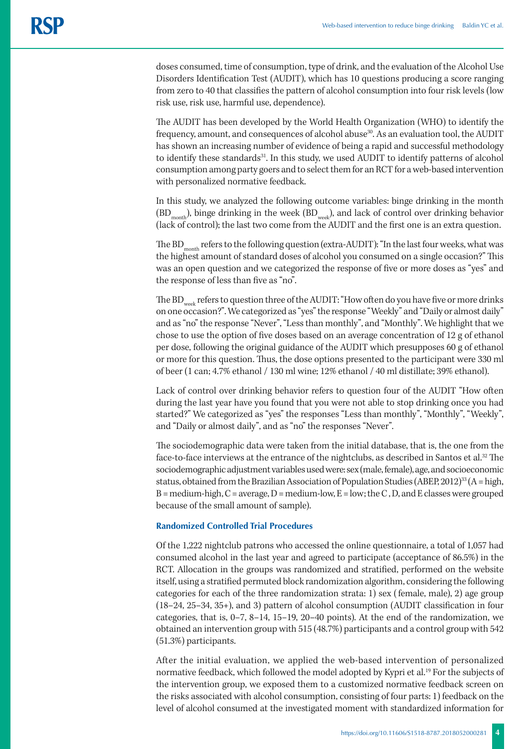doses consumed, time of consumption, type of drink, and the evaluation of the Alcohol Use Disorders Identification Test (AUDIT), which has 10 questions producing a score ranging from zero to 40 that classifies the pattern of alcohol consumption into four risk levels (low risk use, risk use, harmful use, dependence).

The AUDIT has been developed by the World Health Organization (WHO) to identify the frequency, amount, and consequences of alcohol abuse[30]. As an evaluation tool, the AUDIT has shown an increasing number of evidence of being a rapid and successful methodology to identify these standards[31]. In this study, we used AUDIT to identify patterns of alcohol consumption among party goers and to select them for an RCT for a web-based intervention with personalized normative feedback.

In this study, we analyzed the following outcome variables: binge drinking in the month ($BD_{month}$), binge drinking in the week ($BD_{week}$), and lack of control over drinking behavior (lack of control); the last two come from the AUDIT and the first one is an extra question.

The $BD_{month}$ refers to the following question (extra-AUDIT): "In the last four weeks, what was the highest amount of standard doses of alcohol you consumed on a single occasion?" This was an open question and we categorized the response of five or more doses as "yes" and the response of less than five as "no".

The $BD_{week}$ refers to question three of the AUDIT: "How often do you have five or more drinks on one occasion?". We categorized as "yes" the response "Weekly" and "Daily or almost daily" and as "no" the response "Never", "Less than monthly", and "Monthly". We highlight that we chose to use the option of five doses based on an average concentration of 12 g of ethanol per dose, following the original guidance of the AUDIT which presupposes 60 g of ethanol or more for this question. Thus, the dose options presented to the participant were 330 ml of beer (1 can; 4.7% ethanol / 130 ml wine; 12% ethanol / 40 ml distillate; 39% ethanol).

Lack of control over drinking behavior refers to question four of the AUDIT "How often during the last year have you found that you were not able to stop drinking once you had started?" We categorized as "yes" the responses "Less than monthly", "Monthly", "Weekly", and "Daily or almost daily", and as "no" the responses "Never".

The sociodemographic data were taken from the initial database, that is, the one from the face-to-face interviews at the entrance of the nightclubs, as described in Santos et al.[32] The sociodemographic adjustment variables used were: sex (male, female), age, and socioeconomic status, obtained from the Brazilian Association of Population Studies (ABEP, 2012)[33] (A = high, B = medium-high, C = average, D = medium-low, E = low; the C , D, and E classes were grouped because of the small amount of sample).

### Randomized Controlled Trial Procedures

Of the 1,222 nightclub patrons who accessed the online questionnaire, a total of 1,057 had consumed alcohol in the last year and agreed to participate (acceptance of 86.5%) in the RCT. Allocation in the groups was randomized and stratified, performed on the website itself, using a stratified permuted block randomization algorithm, considering the following categories for each of the three randomization strata: 1) sex ( female, male), 2) age group (18–24, 25–34, 35+), and 3) pattern of alcohol consumption (AUDIT classification in four categories, that is, 0–7, 8–14, 15–19, 20–40 points). At the end of the randomization, we obtained an intervention group with 515 (48.7%) participants and a control group with 542 (51.3%) participants.

After the initial evaluation, we applied the web-based intervention of personalized normative feedback, which followed the model adopted by Kypri et al.[19] For the subjects of the intervention group, we exposed them to a customized normative feedback screen on the risks associated with alcohol consumption, consisting of four parts: 1) feedback on the level of alcohol consumed at the investigated moment with standardized information for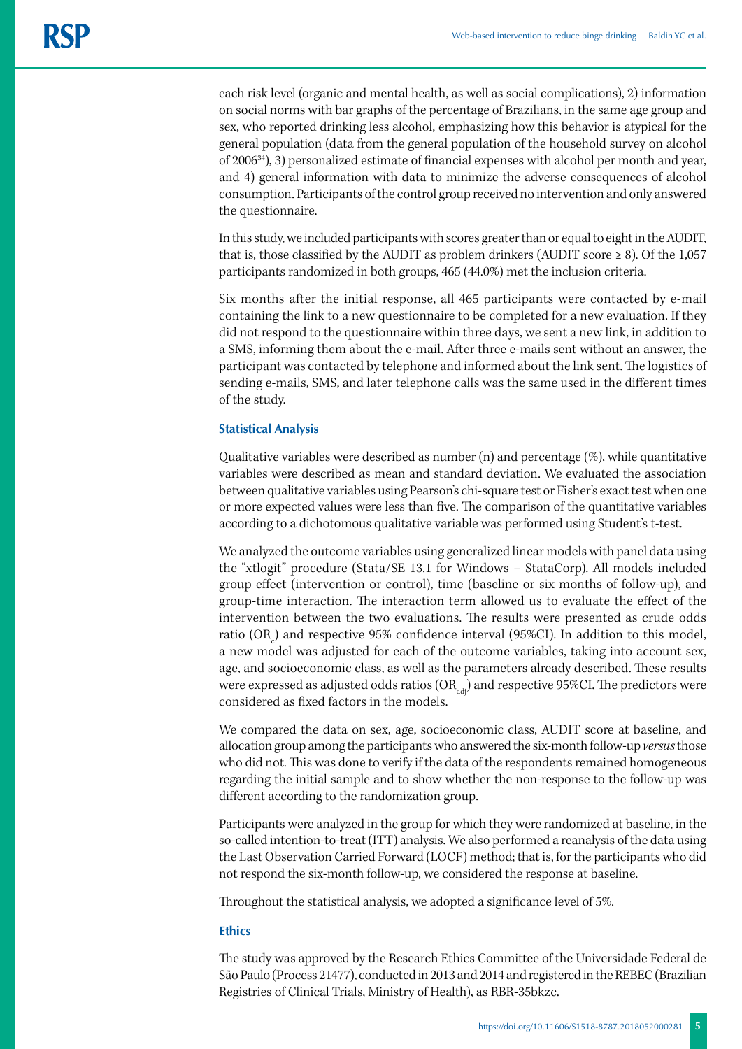each risk level (organic and mental health, as well as social complications), 2) information on social norms with bar graphs of the percentage of Brazilians, in the same age group and sex, who reported drinking less alcohol, emphasizing how this behavior is atypical for the general population (data from the general population of the household survey on alcohol of 2006[34]), 3) personalized estimate of financial expenses with alcohol per month and year, and 4) general information with data to minimize the adverse consequences of alcohol consumption. Participants of the control group received no intervention and only answered the questionnaire.

In this study, we included participants with scores greater than or equal to eight in the AUDIT, that is, those classified by the AUDIT as problem drinkers (AUDIT score ≥ 8). Of the 1,057 participants randomized in both groups, 465 (44.0%) met the inclusion criteria.

Six months after the initial response, all 465 participants were contacted by e-mail containing the link to a new questionnaire to be completed for a new evaluation. If they did not respond to the questionnaire within three days, we sent a new link, in addition to a SMS, informing them about the e-mail. After three e-mails sent without an answer, the participant was contacted by telephone and informed about the link sent. The logistics of sending e-mails, SMS, and later telephone calls was the same used in the different times of the study.

### Statistical Analysis

Qualitative variables were described as number (n) and percentage (%), while quantitative variables were described as mean and standard deviation. We evaluated the association between qualitative variables using Pearson's chi-square test or Fisher's exact test when one or more expected values were less than five. The comparison of the quantitative variables according to a dichotomous qualitative variable was performed using Student's t-test.

We analyzed the outcome variables using generalized linear models with panel data using the "xtlogit" procedure (Stata/SE 13.1 for Windows – StataCorp). All models included group effect (intervention or control), time (baseline or six months of follow-up), and group-time interaction. The interaction term allowed us to evaluate the effect of the intervention between the two evaluations. The results were presented as crude odds ratio ($OR_c$) and respective 95% confidence interval (95%CI). In addition to this model, a new model was adjusted for each of the outcome variables, taking into account sex, age, and socioeconomic class, as well as the parameters already described. These results were expressed as adjusted odds ratios ($OR_{adj}$) and respective 95%CI. The predictors were considered as fixed factors in the models.

We compared the data on sex, age, socioeconomic class, AUDIT score at baseline, and allocation group among the participants who answered the six-month follow-up *versus* those who did not. This was done to verify if the data of the respondents remained homogeneous regarding the initial sample and to show whether the non-response to the follow-up was different according to the randomization group.

Participants were analyzed in the group for which they were randomized at baseline, in the so-called intention-to-treat (ITT) analysis. We also performed a reanalysis of the data using the Last Observation Carried Forward (LOCF) method; that is, for the participants who did not respond the six-month follow-up, we considered the response at baseline.

Throughout the statistical analysis, we adopted a significance level of 5%.

### Ethics

The study was approved by the Research Ethics Committee of the Universidade Federal de São Paulo (Process 21477), conducted in 2013 and 2014 and registered in the REBEC (Brazilian Registries of Clinical Trials, Ministry of Health), as RBR-35bkzc.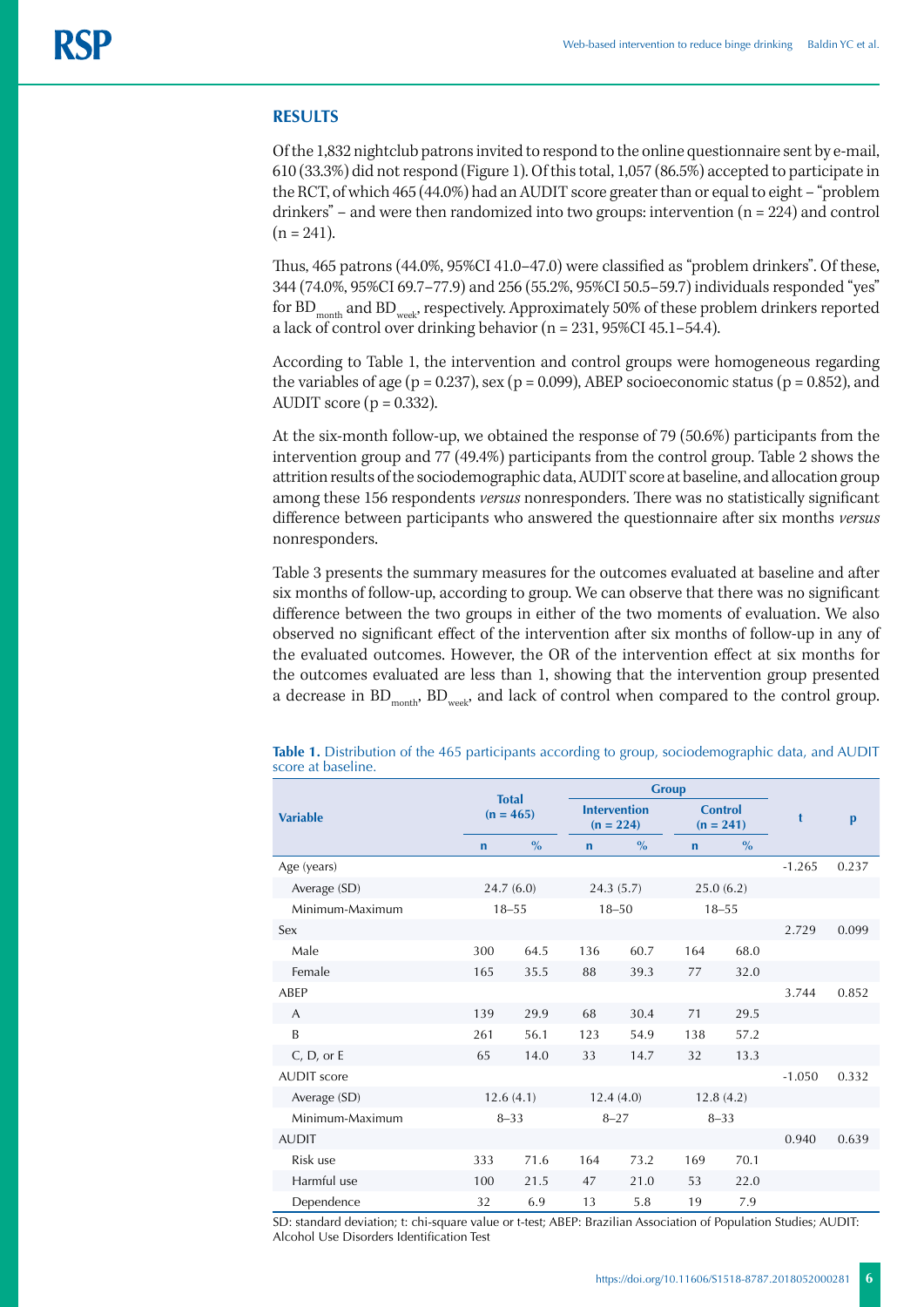## RESULTS

Of the 1,832 nightclub patrons invited to respond to the online questionnaire sent by e-mail, 610 (33.3%) did not respond (Figure 1). Of this total, 1,057 (86.5%) accepted to participate in the RCT, of which 465 (44.0%) had an AUDIT score greater than or equal to eight – "problem drinkers" – and were then randomized into two groups: intervention (n = 224) and control (n = 241).

Thus, 465 patrons (44.0%, 95%CI 41.0–47.0) were classified as "problem drinkers". Of these, 344 (74.0%, 95%CI 69.7–77.9) and 256 (55.2%, 95%CI 50.5–59.7) individuals responded "yes" for $BD_{month}$ and $BD_{week}$, respectively. Approximately 50% of these problem drinkers reported a lack of control over drinking behavior (n = 231, 95%CI 45.1–54.4).

According to Table 1, the intervention and control groups were homogeneous regarding the variables of age (p = 0.237), sex (p = 0.099), ABEP socioeconomic status (p = 0.852), and AUDIT score (p = 0.332).

At the six-month follow-up, we obtained the response of 79 (50.6%) participants from the intervention group and 77 (49.4%) participants from the control group. Table 2 shows the attrition results of the sociodemographic data, AUDIT score at baseline, and allocation group among these 156 respondents *versus* nonresponders. There was no statistically significant difference between participants who answered the questionnaire after six months *versus* nonresponders.

Table 3 presents the summary measures for the outcomes evaluated at baseline and after six months of follow-up, according to group. We can observe that there was no significant difference between the two groups in either of the two moments of evaluation. We also observed no significant effect of the intervention after six months of follow-up in any of the evaluated outcomes. However, the OR of the intervention effect at six months for the outcomes evaluated are less than 1, showing that the intervention group presented a decrease in $BD_{month}$, $BD_{week}$, and lack of control when compared to the control group.

**Table 1.** Distribution of the 465 participants according to group, sociodemographic data, and AUDIT score at baseline.

| Variable | Total (n = 465) | | Group | | | | t | p |
|---|---|---|---|---|---|---|---|---|
| | | | Intervention (n = 224) | | Control (n = 241) | | | |
| | n | % | n | % | n | % | | |
| Age (years) | | | | | | | -1.265 | 0.237 |
| Average (SD) | 24.7 (6.0) | | 24.3 (5.7) | | 25.0 (6.2) | | | |
| Minimum-Maximum | 18–55 | | 18–50 | | 18–55 | | | |
| Sex | | | | | | | 2.729 | 0.099 |
| Male | 300 | 64.5 | 136 | 60.7 | 164 | 68.0 | | |
| Female | 165 | 35.5 | 88 | 39.3 | 77 | 32.0 | | |
| ABEP | | | | | | | 3.744 | 0.852 |
| A | 139 | 29.9 | 68 | 30.4 | 71 | 29.5 | | |
| B | 261 | 56.1 | 123 | 54.9 | 138 | 57.2 | | |
| C, D, or E | 65 | 14.0 | 33 | 14.7 | 32 | 13.3 | | |
| AUDIT score | | | | | | | -1.050 | 0.332 |
| Average (SD) | 12.6 (4.1) | | 12.4 (4.0) | | 12.8 (4.2) | | | |
| Minimum-Maximum | 8–33 | | 8–27 | | 8–33 | | | |
| AUDIT | | | | | | | 0.940 | 0.639 |
| Risk use | 333 | 71.6 | 164 | 73.2 | 169 | 70.1 | | |
| Harmful use | 100 | 21.5 | 47 | 21.0 | 53 | 22.0 | | |
| Dependence | 32 | 6.9 | 13 | 5.8 | 19 | 7.9 | | |

SD: standard deviation; t: chi-square value or t-test; ABEP: Brazilian Association of Population Studies; AUDIT: Alcohol Use Disorders Identification Test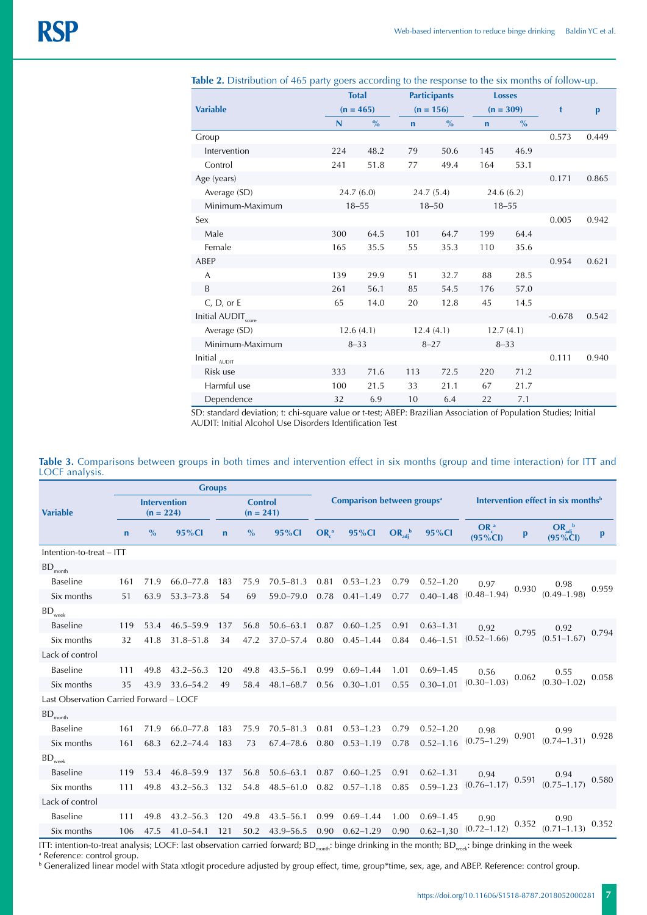**Table 2.** Distribution of 465 party goers according to the response to the six months of follow-up.

| Variable | Total (n = 465) | | Participants (n = 156) | | Losses (n = 309) | | t | p |
|---|---|---|---|---|---|---|---|---|
| | N | % | n | % | n | % | | |
| Group | | | | | | | 0.573 | 0.449 |
| Intervention | 224 | 48.2 | 79 | 50.6 | 145 | 46.9 | | |
| Control | 241 | 51.8 | 77 | 49.4 | 164 | 53.1 | | |
| Age (years) | | | | | | | 0.171 | 0.865 |
| Average (SD) | 24.7 (6.0) | | 24.7 (5.4) | | 24.6 (6.2) | | | |
| Minimum-Maximum | 18–55 | | 18–50 | | 18–55 | | | |
| Sex | | | | | | | 0.005 | 0.942 |
| Male | 300 | 64.5 | 101 | 64.7 | 199 | 64.4 | | |
| Female | 165 | 35.5 | 55 | 35.3 | 110 | 35.6 | | |
| ABEP | | | | | | | 0.954 | 0.621 |
| A | 139 | 29.9 | 51 | 32.7 | 88 | 28.5 | | |
| B | 261 | 56.1 | 85 | 54.5 | 176 | 57.0 | | |
| C, D, or E | 65 | 14.0 | 20 | 12.8 | 45 | 14.5 | | |
| Initial $AUDIT_{score}$ | | | | | | | -0.678 | 0.542 |
| Average (SD) | 12.6 (4.1) | | 12.4 (4.1) | | 12.7 (4.1) | | | |
| Minimum-Maximum | 8–33 | | 8–27 | | 8–33 | | | |
| Initial $_{AUDIT}$ | | | | | | | 0.111 | 0.940 |
| Risk use | 333 | 71.6 | 113 | 72.5 | 220 | 71.2 | | |
| Harmful use | 100 | 21.5 | 33 | 21.1 | 67 | 21.7 | | |
| Dependence | 32 | 6.9 | 10 | 6.4 | 22 | 7.1 | | |

SD: standard deviation; t: chi-square value or t-test; ABEP: Brazilian Association of Population Studies; Initial AUDIT: Initial Alcohol Use Disorders Identification Test

**Table 3.** Comparisons between groups in both times and intervention effect in six months (group and time interaction) for ITT and LOCF analysis.

| Variable | Groups: Intervention (n = 224) | | | Groups: Control (n = 241) | | | Comparison between groups[a] | | | | Intervention effect in six months[b] | | | |
|---|---|---|---|---|---|---|---|---|---|---|---|---|---|---|
| | n | % | 95%CI | n | % | 95%CI | $OR_c$[a] | 95%CI | $OR_{adj}$[b] | 95%CI | $OR_c$[a] (95%CI) | p | $OR_{adj}$[b] (95%CI) | p |
| Intention-to-treat – ITT | | | | | | | | | | | | | | |
| $BD_{month}$ | | | | | | | | | | | | | | |
| Baseline | 161 | 71.9 | 66.0–77.8 | 183 | 75.9 | 70.5–81.3 | 0.81 | 0.53–1.23 | 0.79 | 0.52–1.20 | 0.97 (0.48–1.94) | 0.930 | 0.98 (0.49–1.98) | 0.959 |
| Six months | 51 | 63.9 | 53.3–73.8 | 54 | 69 | 59.0–79.0 | 0.78 | 0.41–1.49 | 0.77 | 0.40–1.48 | | | | |
| $BD_{week}$ | | | | | | | | | | | | | | |
| Baseline | 119 | 53.4 | 46.5–59.9 | 137 | 56.8 | 50.6–63.1 | 0.87 | 0.60–1.25 | 0.91 | 0.63–1.31 | 0.92 (0.52–1.66) | 0.795 | 0.92 (0.51–1.67) | 0.794 |
| Six months | 32 | 41.8 | 31.8–51.8 | 34 | 47.2 | 37.0–57.4 | 0.80 | 0.45–1.44 | 0.84 | 0.46–1.51 | | | | |
| Lack of control | | | | | | | | | | | | | | |
| Baseline | 111 | 49.8 | 43.2–56.3 | 120 | 49.8 | 43.5–56.1 | 0.99 | 0.69–1.44 | 1.01 | 0.69–1.45 | 0.56 (0.30–1.03) | 0.062 | 0.55 (0.30–1.02) | 0.058 |
| Six months | 35 | 43.9 | 33.6–54.2 | 49 | 58.4 | 48.1–68.7 | 0.56 | 0.30–1.01 | 0.55 | 0.30–1.01 | | | | |
| Last Observation Carried Forward – LOCF | | | | | | | | | | | | | | |
| $BD_{month}$ | | | | | | | | | | | | | | |
| Baseline | 161 | 71.9 | 66.0–77.8 | 183 | 75.9 | 70.5–81.3 | 0.81 | 0.53–1.23 | 0.79 | 0.52–1.20 | 0.98 (0.75–1.29) | 0.901 | 0.99 (0.74–1.31) | 0.928 |
| Six months | 161 | 68.3 | 62.2–74.4 | 183 | 73 | 67.4–78.6 | 0.80 | 0.53–1.19 | 0.78 | 0.52–1.16 | | | | |
| $BD_{week}$ | | | | | | | | | | | | | | |
| Baseline | 119 | 53.4 | 46.8–59.9 | 137 | 56.8 | 50.6–63.1 | 0.87 | 0.60–1.25 | 0.91 | 0.62–1.31 | 0.94 (0.76–1.17) | 0.591 | 0.94 (0.75–1.17) | 0.580 |
| Six months | 111 | 49.8 | 43.2–56.3 | 132 | 54.8 | 48.5–61.0 | 0.82 | 0.57–1.18 | 0.85 | 0.59–1.23 | | | | |
| Lack of control | | | | | | | | | | | | | | |
| Baseline | 111 | 49.8 | 43.2–56.3 | 120 | 49.8 | 43.5–56.1 | 0.99 | 0.69–1.44 | 1.00 | 0.69–1.45 | 0.90 (0.72–1.12) | 0.352 | 0.90 (0.71–1.13) | 0.352 |
| Six months | 106 | 47.5 | 41.0–54.1 | 121 | 50.2 | 43.9–56.5 | 0.90 | 0.62–1.29 | 0.90 | 0.62–1,30 | | | | |

ITT: intention-to-treat analysis; LOCF: last observation carried forward; $BD_{month}$: binge drinking in the month; $BD_{week}$: binge drinking in the week

[a] Reference: control group.

[b] Generalized linear model with Stata xtlogit procedure adjusted by group effect, time, group*time, sex, age, and ABEP. Reference: control group.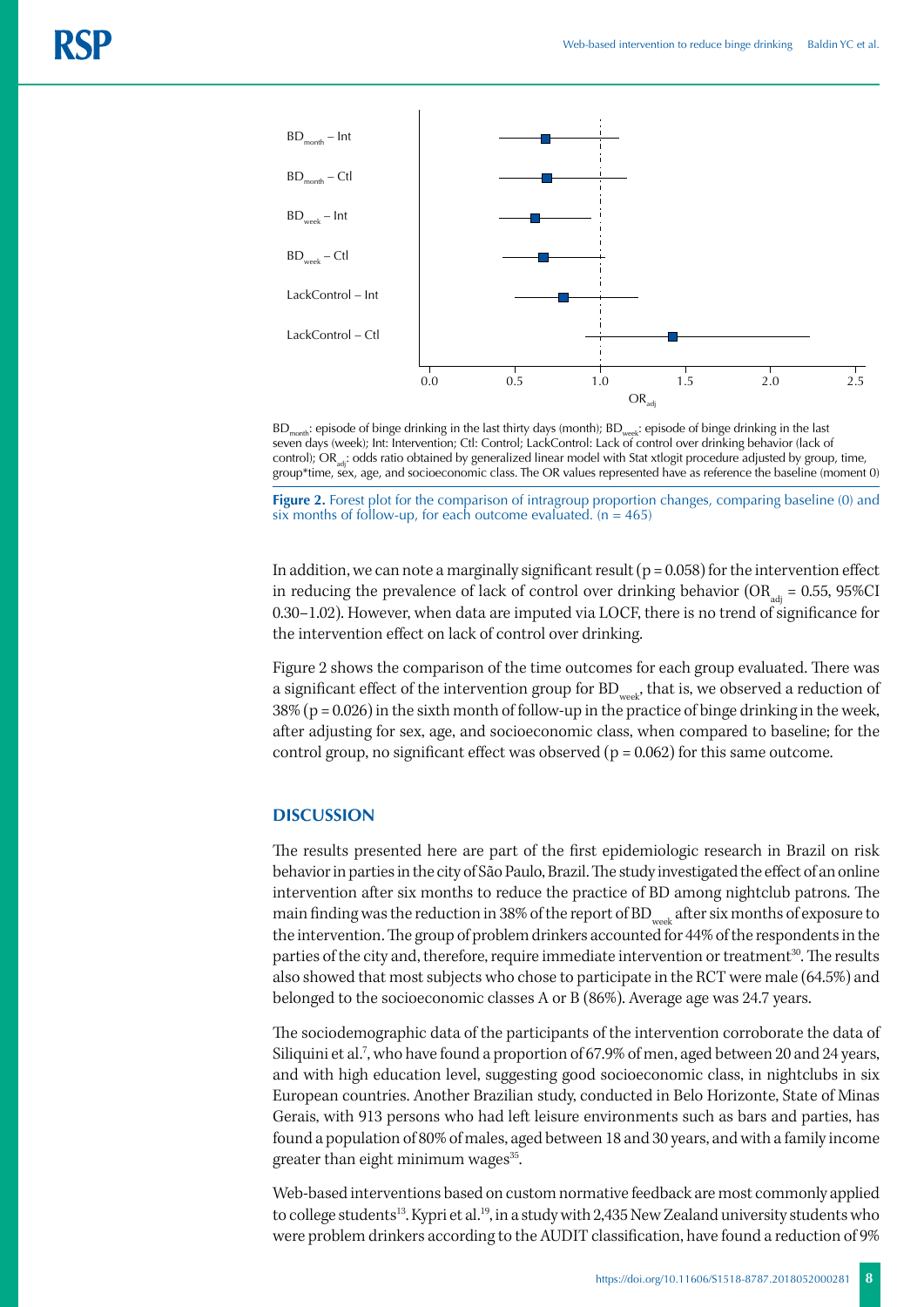$BD_{month}$: episode of binge drinking in the last thirty days (month); $BD_{week}$: episode of binge drinking in the last seven days (week); Int: Intervention; Ctl: Control; LackControl: Lack of control over drinking behavior (lack of control); $OR_{adj}$: odds ratio obtained by generalized linear model with Stat xtlogit procedure adjusted by group, time, group*time, sex, age, and socioeconomic class. The OR values represented have as reference the baseline (moment 0)

**Figure 2.** Forest plot for the comparison of intragroup proportion changes, comparing baseline (0) and six months of follow-up, for each outcome evaluated. (n = 465)

In addition, we can note a marginally significant result ($p = 0.058$) for the intervention effect in reducing the prevalence of lack of control over drinking behavior ($OR_{adj} = 0.55$, 95%CI 0.30–1.02). However, when data are imputed via LOCF, there is no trend of significance for the intervention effect on lack of control over drinking.

Figure 2 shows the comparison of the time outcomes for each group evaluated. There was a significant effect of the intervention group for $BD_{week}$, that is, we observed a reduction of 38% ($p = 0.026$) in the sixth month of follow-up in the practice of binge drinking in the week, after adjusting for sex, age, and socioeconomic class, when compared to baseline; for the control group, no significant effect was observed ($p = 0.062$) for this same outcome.

## DISCUSSION

The results presented here are part of the first epidemiologic research in Brazil on risk behavior in parties in the city of São Paulo, Brazil. The study investigated the effect of an online intervention after six months to reduce the practice of BD among nightclub patrons. The main finding was the reduction in 38% of the report of $BD_{week}$ after six months of exposure to the intervention. The group of problem drinkers accounted for 44% of the respondents in the parties of the city and, therefore, require immediate intervention or treatment[30]. The results also showed that most subjects who chose to participate in the RCT were male (64.5%) and belonged to the socioeconomic classes A or B (86%). Average age was 24.7 years.

The sociodemographic data of the participants of the intervention corroborate the data of Siliquini et al.[7], who have found a proportion of 67.9% of men, aged between 20 and 24 years, and with high education level, suggesting good socioeconomic class, in nightclubs in six European countries. Another Brazilian study, conducted in Belo Horizonte, State of Minas Gerais, with 913 persons who had left leisure environments such as bars and parties, has found a population of 80% of males, aged between 18 and 30 years, and with a family income greater than eight minimum wages[35].

Web-based interventions based on custom normative feedback are most commonly applied to college students[13]. Kypri et al.[19], in a study with 2,435 New Zealand university students who were problem drinkers according to the AUDIT classification, have found a reduction of 9%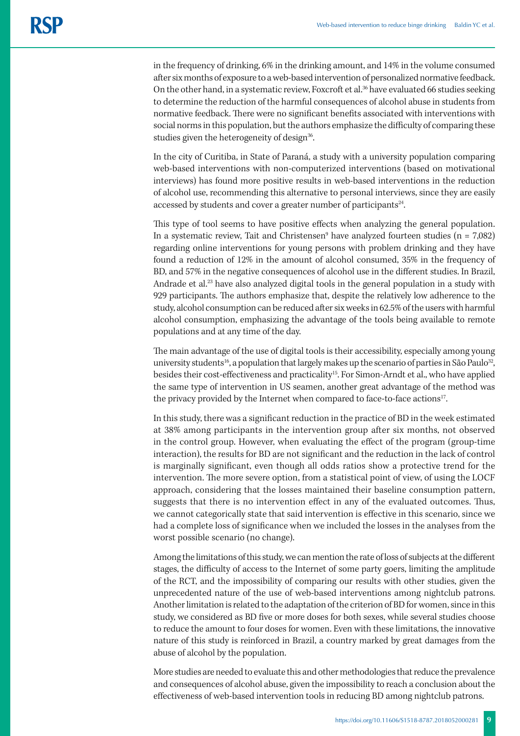in the frequency of drinking, 6% in the drinking amount, and 14% in the volume consumed after six months of exposure to a web-based intervention of personalized normative feedback. On the other hand, in a systematic review, Foxcroft et al.[36] have evaluated 66 studies seeking to determine the reduction of the harmful consequences of alcohol abuse in students from normative feedback. There were no significant benefits associated with interventions with social norms in this population, but the authors emphasize the difficulty of comparing these studies given the heterogeneity of design[36].

In the city of Curitiba, in State of Paraná, a study with a university population comparing web-based interventions with non-computerized interventions (based on motivational interviews) has found more positive results in web-based interventions in the reduction of alcohol use, recommending this alternative to personal interviews, since they are easily accessed by students and cover a greater number of participants[24].

This type of tool seems to have positive effects when analyzing the general population. In a systematic review, Tait and Christensen[9] have analyzed fourteen studies (n = 7,082) regarding online interventions for young persons with problem drinking and they have found a reduction of 12% in the amount of alcohol consumed, 35% in the frequency of BD, and 57% in the negative consequences of alcohol use in the different studies. In Brazil, Andrade et al.[23] have also analyzed digital tools in the general population in a study with 929 participants. The authors emphasize that, despite the relatively low adherence to the study, alcohol consumption can be reduced after six weeks in 62.5% of the users with harmful alcohol consumption, emphasizing the advantage of the tools being available to remote populations and at any time of the day.

The main advantage of the use of digital tools is their accessibility, especially among young university students[16], a population that largely makes up the scenario of parties in São Paulo[32], besides their cost-effectiveness and practicality[15]. For Simon-Arndt et al., who have applied the same type of intervention in US seamen, another great advantage of the method was the privacy provided by the Internet when compared to face-to-face actions[17].

In this study, there was a significant reduction in the practice of BD in the week estimated at 38% among participants in the intervention group after six months, not observed in the control group. However, when evaluating the effect of the program (group-time interaction), the results for BD are not significant and the reduction in the lack of control is marginally significant, even though all odds ratios show a protective trend for the intervention. The more severe option, from a statistical point of view, of using the LOCF approach, considering that the losses maintained their baseline consumption pattern, suggests that there is no intervention effect in any of the evaluated outcomes. Thus, we cannot categorically state that said intervention is effective in this scenario, since we had a complete loss of significance when we included the losses in the analyses from the worst possible scenario (no change).

Among the limitations of this study, we can mention the rate of loss of subjects at the different stages, the difficulty of access to the Internet of some party goers, limiting the amplitude of the RCT, and the impossibility of comparing our results with other studies, given the unprecedented nature of the use of web-based interventions among nightclub patrons. Another limitation is related to the adaptation of the criterion of BD for women, since in this study, we considered as BD five or more doses for both sexes, while several studies choose to reduce the amount to four doses for women. Even with these limitations, the innovative nature of this study is reinforced in Brazil, a country marked by great damages from the abuse of alcohol by the population.

More studies are needed to evaluate this and other methodologies that reduce the prevalence and consequences of alcohol abuse, given the impossibility to reach a conclusion about the effectiveness of web-based intervention tools in reducing BD among nightclub patrons.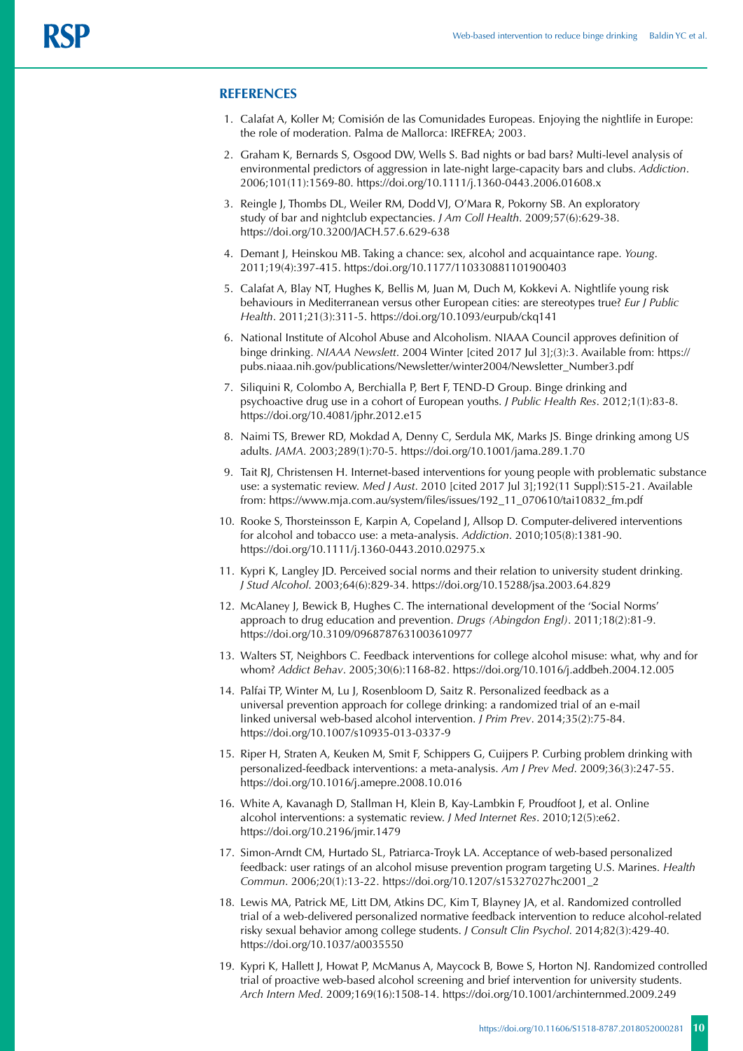## REFERENCES

1. Calafat A, Koller M; Comisión de las Comunidades Europeas. Enjoying the nightlife in Europe: the role of moderation. Palma de Mallorca: IREFREA; 2003.
2. Graham K, Bernards S, Osgood DW, Wells S. Bad nights or bad bars? Multi-level analysis of environmental predictors of aggression in late-night large-capacity bars and clubs. *Addiction*. 2006;101(11):1569-80. https://doi.org/10.1111/j.1360-0443.2006.01608.x
3. Reingle J, Thombs DL, Weiler RM, Dodd VJ, O'Mara R, Pokorny SB. An exploratory study of bar and nightclub expectancies. *J Am Coll Health*. 2009;57(6):629-38. https://doi.org/10.3200/JACH.57.6.629-638
4. Demant J, Heinskou MB. Taking a chance: sex, alcohol and acquaintance rape. *Young*. 2011;19(4):397-415. https:/doi.org/10.1177/110330881101900403
5. Calafat A, Blay NT, Hughes K, Bellis M, Juan M, Duch M, Kokkevi A. Nightlife young risk behaviours in Mediterranean versus other European cities: are stereotypes true? *Eur J Public Health*. 2011;21(3):311-5. https://doi.org/10.1093/eurpub/ckq141
6. National Institute of Alcohol Abuse and Alcoholism. NIAAA Council approves definition of binge drinking. *NIAAA Newslett*. 2004 Winter [cited 2017 Jul 3];(3):3. Available from: https://pubs.niaaa.nih.gov/publications/Newsletter/winter2004/Newsletter_Number3.pdf
7. Siliquini R, Colombo A, Berchialla P, Bert F, TEND-D Group. Binge drinking and psychoactive drug use in a cohort of European youths. *J Public Health Res*. 2012;1(1):83-8. https://doi.org/10.4081/jphr.2012.e15
8. Naimi TS, Brewer RD, Mokdad A, Denny C, Serdula MK, Marks JS. Binge drinking among US adults. *JAMA*. 2003;289(1):70-5. https://doi.org/10.1001/jama.289.1.70
9. Tait RJ, Christensen H. Internet-based interventions for young people with problematic substance use: a systematic review. *Med J Aust*. 2010 [cited 2017 Jul 3];192(11 Suppl):S15-21. Available from: https://www.mja.com.au/system/files/issues/192_11_070610/tai10832_fm.pdf
10. Rooke S, Thorsteinsson E, Karpin A, Copeland J, Allsop D. Computer-delivered interventions for alcohol and tobacco use: a meta-analysis. *Addiction*. 2010;105(8):1381-90. https://doi.org/10.1111/j.1360-0443.2010.02975.x
11. Kypri K, Langley JD. Perceived social norms and their relation to university student drinking. *J Stud Alcohol*. 2003;64(6):829-34. https://doi.org/10.15288/jsa.2003.64.829
12. McAlaney J, Bewick B, Hughes C. The international development of the 'Social Norms' approach to drug education and prevention. *Drugs (Abingdon Engl)*. 2011;18(2):81-9. https://doi.org/10.3109/09687637631003610977
13. Walters ST, Neighbors C. Feedback interventions for college alcohol misuse: what, why and for whom? *Addict Behav*. 2005;30(6):1168-82. https://doi.org/10.1016/j.addbeh.2004.12.005
14. Palfai TP, Winter M, Lu J, Rosenbloom D, Saitz R. Personalized feedback as a universal prevention approach for college drinking: a randomized trial of an e-mail linked universal web-based alcohol intervention. *J Prim Prev*. 2014;35(2):75-84. https://doi.org/10.1007/s10935-013-0337-9
15. Riper H, Straten A, Keuken M, Smit F, Schippers G, Cuijpers P. Curbing problem drinking with personalized-feedback interventions: a meta-analysis. *Am J Prev Med*. 2009;36(3):247-55. https://doi.org/10.1016/j.amepre.2008.10.016
16. White A, Kavanagh D, Stallman H, Klein B, Kay-Lambkin F, Proudfoot J, et al. Online alcohol interventions: a systematic review. *J Med Internet Res*. 2010;12(5):e62. https://doi.org/10.2196/jmir.1479
17. Simon-Arndt CM, Hurtado SL, Patriarca-Troyk LA. Acceptance of web-based personalized feedback: user ratings of an alcohol misuse prevention program targeting U.S. Marines. *Health Commun*. 2006;20(1):13-22. https://doi.org/10.1207/s15327027hc2001_2
18. Lewis MA, Patrick ME, Litt DM, Atkins DC, Kim T, Blayney JA, et al. Randomized controlled trial of a web-delivered personalized normative feedback intervention to reduce alcohol-related risky sexual behavior among college students. *J Consult Clin Psychol*. 2014;82(3):429-40. https://doi.org/10.1037/a0035550
19. Kypri K, Hallett J, Howat P, McManus A, Maycock B, Bowe S, Horton NJ. Randomized controlled trial of proactive web-based alcohol screening and brief intervention for university students. *Arch Intern Med*. 2009;169(16):1508-14. https://doi.org/10.1001/archinternmed.2009.249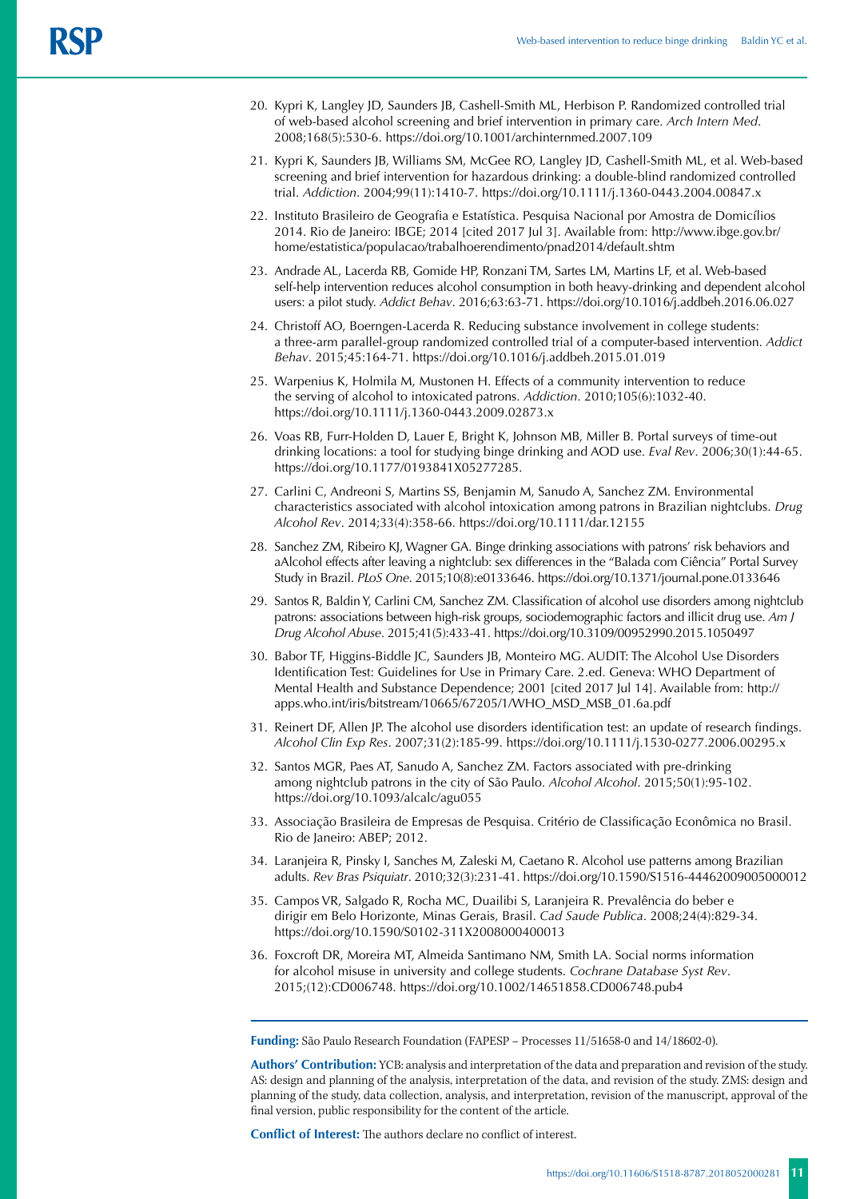20. Kypri K, Langley JD, Saunders JB, Cashell-Smith ML, Herbison P. Randomized controlled trial of web-based alcohol screening and brief intervention in primary care. *Arch Intern Med*. 2008;168(5):530-6. https://doi.org/10.1001/archinternmed.2007.109

21. Kypri K, Saunders JB, Williams SM, McGee RO, Langley JD, Cashell-Smith ML, et al. Web-based screening and brief intervention for hazardous drinking: a double-blind randomized controlled trial. *Addiction*. 2004;99(11):1410-7. https://doi.org/10.1111/j.1360-0443.2004.00847.x

22. Instituto Brasileiro de Geografia e Estatística. Pesquisa Nacional por Amostra de Domicílios 2014. Rio de Janeiro: IBGE; 2014 [cited 2017 Jul 3]. Available from: http://www.ibge.gov.br/home/estatistica/populacao/trabalhoerendimento/pnad2014/default.shtm

23. Andrade AL, Lacerda RB, Gomide HP, Ronzani TM, Sartes LM, Martins LF, et al. Web-based self-help intervention reduces alcohol consumption in both heavy-drinking and dependent alcohol users: a pilot study. *Addict Behav*. 2016;63:63-71. https://doi.org/10.1016/j.addbeh.2016.06.027

24. Christoff AO, Boerngen-Lacerda R. Reducing substance involvement in college students: a three-arm parallel-group randomized controlled trial of a computer-based intervention. *Addict Behav*. 2015;45:164-71. https://doi.org/10.1016/j.addbeh.2015.01.019

25. Warpenius K, Holmila M, Mustonen H. Effects of a community intervention to reduce the serving of alcohol to intoxicated patrons. *Addiction*. 2010;105(6):1032-40. https://doi.org/10.1111/j.1360-0443.2009.02873.x

26. Voas RB, Furr-Holden D, Lauer E, Bright K, Johnson MB, Miller B. Portal surveys of time-out drinking locations: a tool for studying binge drinking and AOD use. *Eval Rev*. 2006;30(1):44-65. https://doi.org/10.1177/0193841X05277285.

27. Carlini C, Andreoni S, Martins SS, Benjamin M, Sanudo A, Sanchez ZM. Environmental characteristics associated with alcohol intoxication among patrons in Brazilian nightclubs. *Drug Alcohol Rev*. 2014;33(4):358-66. https://doi.org/10.1111/dar.12155

28. Sanchez ZM, Ribeiro KJ, Wagner GA. Binge drinking associations with patrons' risk behaviors and aAlcohol effects after leaving a nightclub: sex differences in the "Balada com Ciência" Portal Survey Study in Brazil. *PLoS One*. 2015;10(8):e0133646. https://doi.org/10.1371/journal.pone.0133646

29. Santos R, Baldin Y, Carlini CM, Sanchez ZM. Classification of alcohol use disorders among nightclub patrons: associations between high-risk groups, sociodemographic factors and illicit drug use. *Am J Drug Alcohol Abuse*. 2015;41(5):433-41. https://doi.org/10.3109/00952990.2015.1050497

30. Babor TF, Higgins-Biddle JC, Saunders JB, Monteiro MG. AUDIT: The Alcohol Use Disorders Identification Test: Guidelines for Use in Primary Care. 2.ed. Geneva: WHO Department of Mental Health and Substance Dependence; 2001 [cited 2017 Jul 14]. Available from: http://apps.who.int/iris/bitstream/10665/67205/1/WHO_MSD_MSB_01.6a.pdf

31. Reinert DF, Allen JP. The alcohol use disorders identification test: an update of research findings. *Alcohol Clin Exp Res*. 2007;31(2):185-99. https://doi.org/10.1111/j.1530-0277.2006.00295.x

32. Santos MGR, Paes AT, Sanudo A, Sanchez ZM. Factors associated with pre-drinking among nightclub patrons in the city of São Paulo. *Alcohol Alcohol*. 2015;50(1):95-102. https://doi.org/10.1093/alcalc/agu055

33. Associação Brasileira de Empresas de Pesquisa. Critério de Classificação Econômica no Brasil. Rio de Janeiro: ABEP; 2012.

34. Laranjeira R, Pinsky I, Sanches M, Zaleski M, Caetano R. Alcohol use patterns among Brazilian adults. *Rev Bras Psiquiatr*. 2010;32(3):231-41. https://doi.org/10.1590/S1516-44462009005000012

35. Campos VR, Salgado R, Rocha MC, Duailibi S, Laranjeira R. Prevalência do beber e dirigir em Belo Horizonte, Minas Gerais, Brasil. *Cad Saude Publica*. 2008;24(4):829-34. https://doi.org/10.1590/S0102-311X2008000400013

36. Foxcroft DR, Moreira MT, Almeida Santimano NM, Smith LA. Social norms information for alcohol misuse in university and college students. *Cochrane Database Syst Rev*. 2015;(12):CD006748. https://doi.org/10.1002/14651858.CD006748.pub4

**Funding:** São Paulo Research Foundation (FAPESP – Processes 11/51658-0 and 14/18602-0).

**Authors' Contribution:** YCB: analysis and interpretation of the data and preparation and revision of the study. AS: design and planning of the analysis, interpretation of the data, and revision of the study. ZMS: design and planning of the study, data collection, analysis, and interpretation, revision of the manuscript, approval of the final version, public responsibility for the content of the article.

**Conflict of Interest:** The authors declare no conflict of interest.